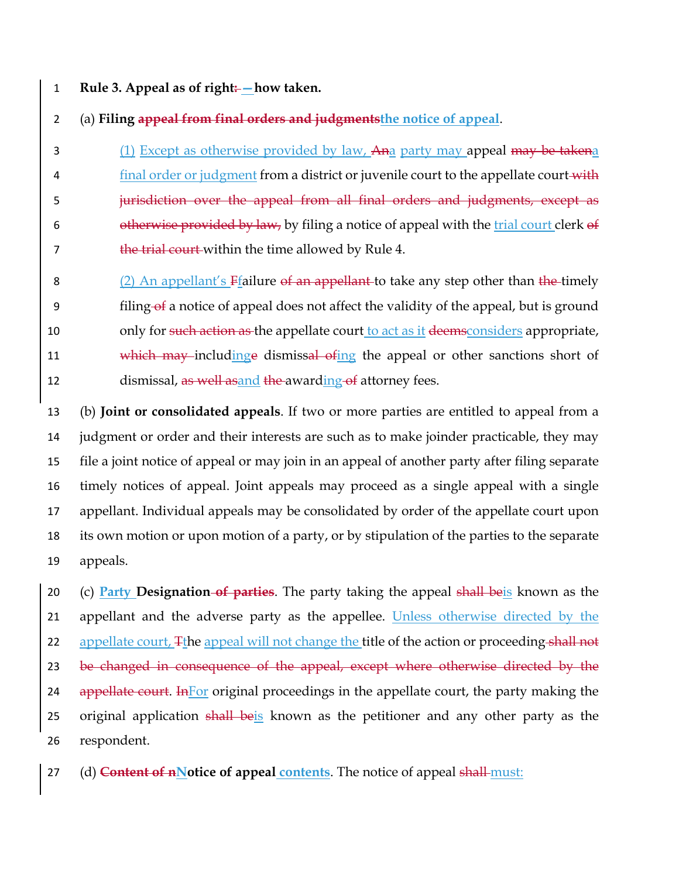**Rule 3. Appeal as of right: — how taken.**

(a) **Filing appeal from final orders and judgments the notice of appeal**.

(1) Except as otherwise provided by law, An a party may appeal may be taken a final order or judgment from a district or juvenile court to the appellate court with jurisdiction over the appeal from all final orders and judgments, except as otherwise provided by law, by filing a notice of appeal with the trial court clerk of the trial court within the time allowed by Rule 4.

(2) An appellant's Ffailure of an appellant to take any step other than the timely filing of a notice of appeal does not affect the validity of the appeal, but is ground only for such action as the appellate court to act as it deems considers appropriate, which may including e dismissal of ing the appeal or other sanctions short of dismissal, as well as and the awarding of attorney fees.

(b) **Joint or consolidated appeals**. If two or more parties are entitled to appeal from a judgment or order and their interests are such as to make joinder practicable, they may file a joint notice of appeal or may join in an appeal of another party after filing separate timely notices of appeal. Joint appeals may proceed as a single appeal with a single appellant. Individual appeals may be consolidated by order of the appellate court upon its own motion or upon motion of a party, or by stipulation of the parties to the separate appeals.

(c) **Party Designation of parties**. The party taking the appeal shall be is known as the appellant and the adverse party as the appellee. Unless otherwise directed by the appellate court, Tthe appeal will not change the title of the action or proceeding shall not be changed in consequence of the appeal, except where otherwise directed by the appellate court. In For original proceedings in the appellate court, the party making the original application shall be is known as the petitioner and any other party as the respondent.

(d) **Content of nNotice of appeal contents**. The notice of appeal shall must: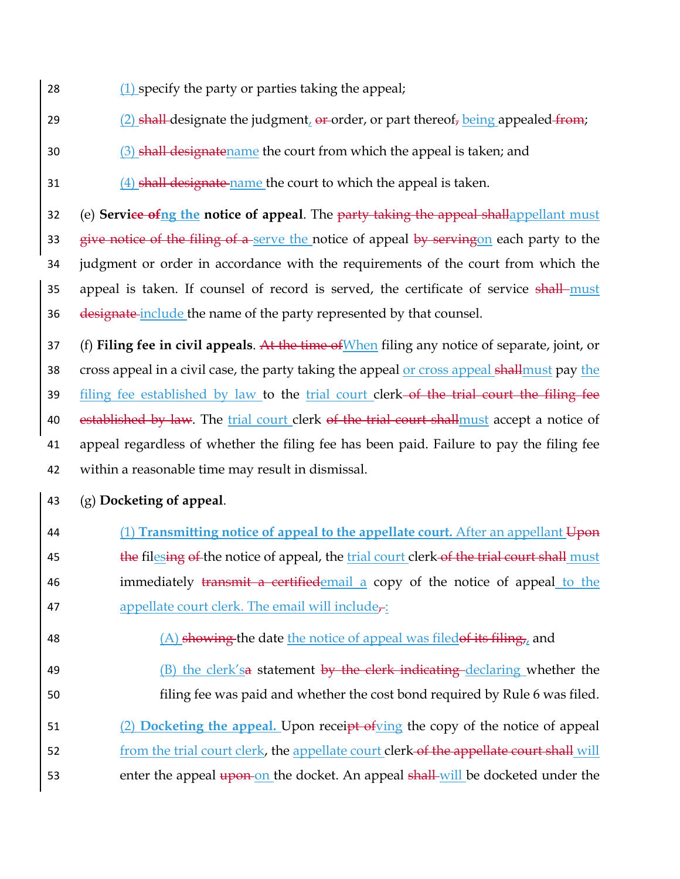(1) specify the party or parties taking the appeal;

(2) ~~shall~~ designate the judgment, ~~or~~ order, or part thereof~~,~~ being appealed ~~from~~;

(3) ~~shall designate~~name the court from which the appeal is taken; and

(4) ~~shall designate~~ name the court to which the appeal is taken.

(e) **Servi~~ce of~~ng the notice of appeal**. The ~~party taking the appeal shall~~appellant must ~~give notice of the filing of a~~ serve the notice of appeal ~~by serving~~on each party to the judgment or order in accordance with the requirements of the court from which the appeal is taken. If counsel of record is served, the certificate of service ~~shall~~ must ~~designate~~ include the name of the party represented by that counsel.

(f) **Filing fee in civil appeals**. ~~At the time of~~When filing any notice of separate, joint, or cross appeal in a civil case, the party taking the appeal or cross appeal ~~shall~~must pay the filing fee established by law to the trial court clerk ~~of the trial court the filing fee established by law~~. The trial court clerk ~~of the trial court shall~~must accept a notice of appeal regardless of whether the filing fee has been paid. Failure to pay the filing fee within a reasonable time may result in dismissal.

(g) **Docketing of appeal**.

(1) **Transmitting notice of appeal to the appellate court.** After an appellant ~~Upon the~~ fil~~ing~~es ~~of~~ the notice of appeal, the trial court clerk ~~of the trial court shall~~ must immediately ~~transmit a certified~~email a copy of the notice of appeal to the appellate court clerk. The email will include~~,~~:

(A) ~~showing~~ the date the notice of appeal was filed~~of its filing,~~, and

(B) the clerk's~~a~~ statement ~~by the clerk indicating~~ declaring whether the filing fee was paid and whether the cost bond required by Rule 6 was filed.

(2) **Docketing the appeal.** Upon recei~~pt of~~ving the copy of the notice of appeal from the trial court clerk, the appellate court clerk ~~of the appellate court shall~~ will enter the appeal ~~upon~~ on the docket. An appeal ~~shall~~ will be docketed under the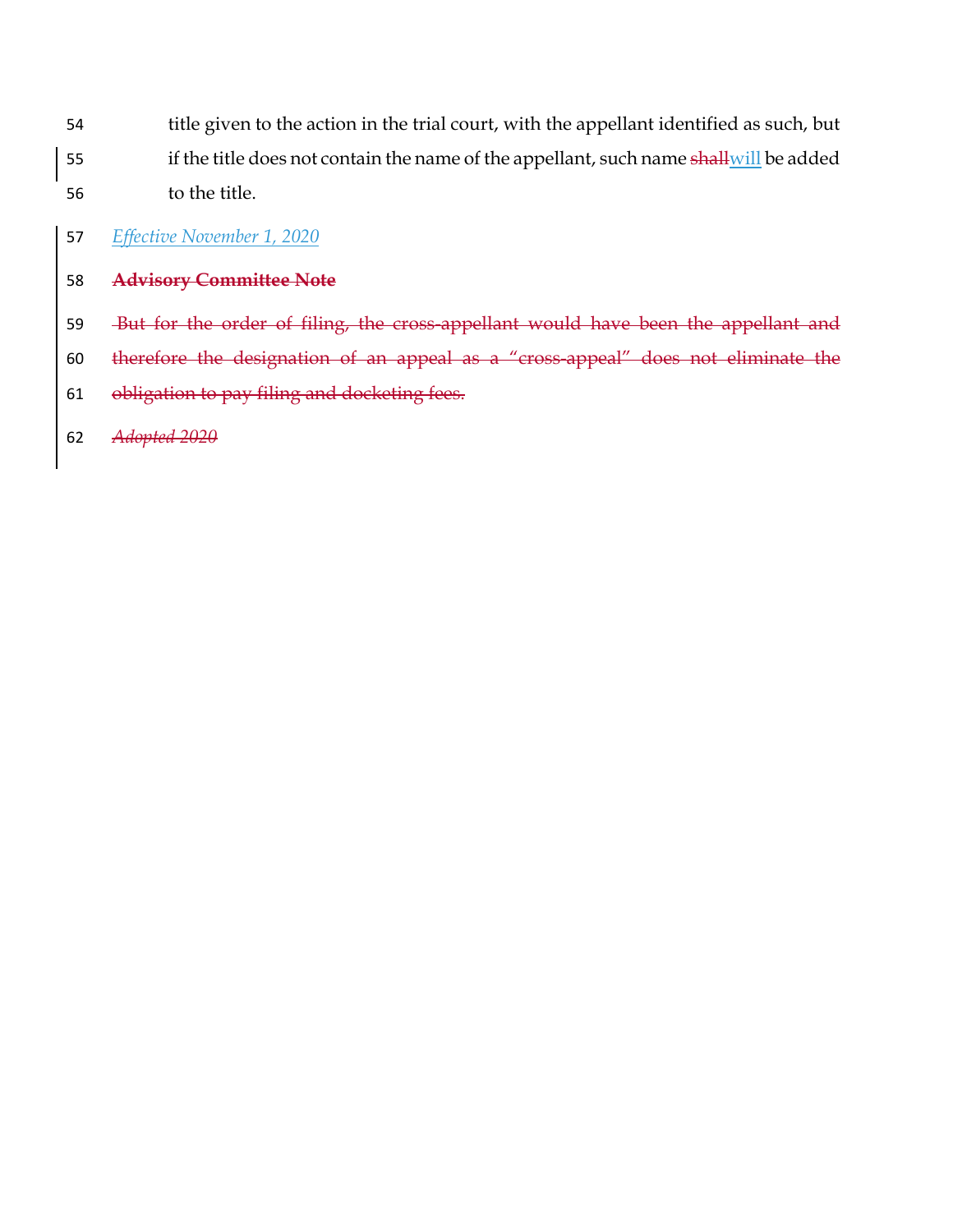title given to the action in the trial court, with the appellant identified as such, but if the title does not contain the name of the appellant, such name ~~shall~~will be added to the title.

*Effective November 1, 2020*

~~**Advisory Committee Note**~~

~~But for the order of filing, the cross-appellant would have been the appellant and therefore the designation of an appeal as a "cross-appeal" does not eliminate the obligation to pay filing and docketing fees.~~

~~*Adopted 2020*~~